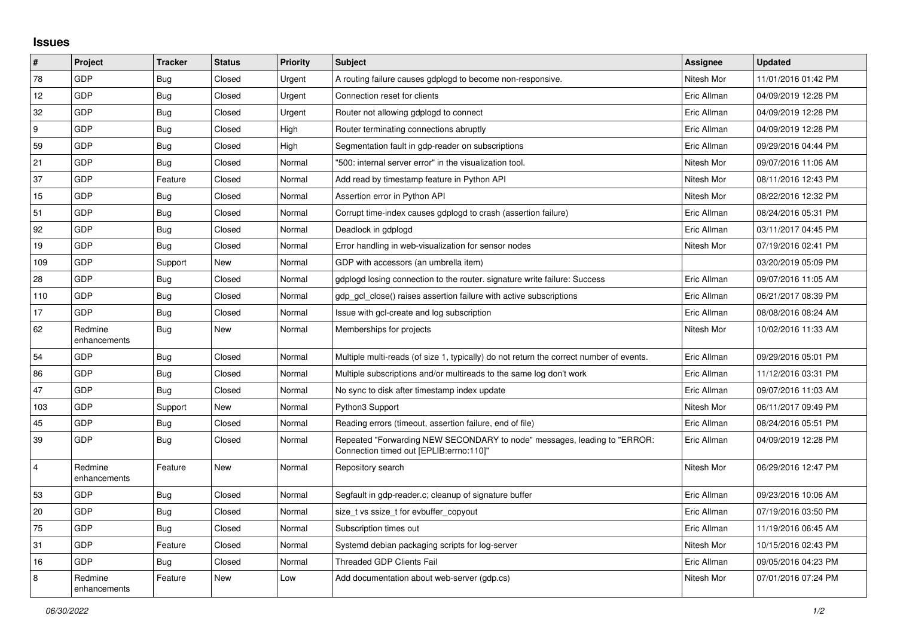## Issues

| # | Project | Tracker | Status | Priority | Subject | Assignee | Updated |
|---|---|---|---|---|---|---|---|
| 78 | GDP | Bug | Closed | Urgent | A routing failure causes gdplogd to become non-responsive. | Nitesh Mor | 11/01/2016 01:42 PM |
| 12 | GDP | Bug | Closed | Urgent | Connection reset for clients | Eric Allman | 04/09/2019 12:28 PM |
| 32 | GDP | Bug | Closed | Urgent | Router not allowing gdplogd to connect | Eric Allman | 04/09/2019 12:28 PM |
| 9 | GDP | Bug | Closed | High | Router terminating connections abruptly | Eric Allman | 04/09/2019 12:28 PM |
| 59 | GDP | Bug | Closed | High | Segmentation fault in gdp-reader on subscriptions | Eric Allman | 09/29/2016 04:44 PM |
| 21 | GDP | Bug | Closed | Normal | "500: internal server error" in the visualization tool. | Nitesh Mor | 09/07/2016 11:06 AM |
| 37 | GDP | Feature | Closed | Normal | Add read by timestamp feature in Python API | Nitesh Mor | 08/11/2016 12:43 PM |
| 15 | GDP | Bug | Closed | Normal | Assertion error in Python API | Nitesh Mor | 08/22/2016 12:32 PM |
| 51 | GDP | Bug | Closed | Normal | Corrupt time-index causes gdplogd to crash (assertion failure) | Eric Allman | 08/24/2016 05:31 PM |
| 92 | GDP | Bug | Closed | Normal | Deadlock in gdplogd | Eric Allman | 03/11/2017 04:45 PM |
| 19 | GDP | Bug | Closed | Normal | Error handling in web-visualization for sensor nodes | Nitesh Mor | 07/19/2016 02:41 PM |
| 109 | GDP | Support | New | Normal | GDP with accessors (an umbrella item) | | 03/20/2019 05:09 PM |
| 28 | GDP | Bug | Closed | Normal | gdplogd losing connection to the router. signature write failure: Success | Eric Allman | 09/07/2016 11:05 AM |
| 110 | GDP | Bug | Closed | Normal | gdp_gcl_close() raises assertion failure with active subscriptions | Eric Allman | 06/21/2017 08:39 PM |
| 17 | GDP | Bug | Closed | Normal | Issue with gcl-create and log subscription | Eric Allman | 08/08/2016 08:24 AM |
| 62 | Redmine enhancements | Bug | New | Normal | Memberships for projects | Nitesh Mor | 10/02/2016 11:33 AM |
| 54 | GDP | Bug | Closed | Normal | Multiple multi-reads (of size 1, typically) do not return the correct number of events. | Eric Allman | 09/29/2016 05:01 PM |
| 86 | GDP | Bug | Closed | Normal | Multiple subscriptions and/or multireads to the same log don't work | Eric Allman | 11/12/2016 03:31 PM |
| 47 | GDP | Bug | Closed | Normal | No sync to disk after timestamp index update | Eric Allman | 09/07/2016 11:03 AM |
| 103 | GDP | Support | New | Normal | Python3 Support | Nitesh Mor | 06/11/2017 09:49 PM |
| 45 | GDP | Bug | Closed | Normal | Reading errors (timeout, assertion failure, end of file) | Eric Allman | 08/24/2016 05:51 PM |
| 39 | GDP | Bug | Closed | Normal | Repeated "Forwarding NEW SECONDARY to node" messages, leading to "ERROR: Connection timed out [EPLIB:errno:110]" | Eric Allman | 04/09/2019 12:28 PM |
| 4 | Redmine enhancements | Feature | New | Normal | Repository search | Nitesh Mor | 06/29/2016 12:47 PM |
| 53 | GDP | Bug | Closed | Normal | Segfault in gdp-reader.c; cleanup of signature buffer | Eric Allman | 09/23/2016 10:06 AM |
| 20 | GDP | Bug | Closed | Normal | size_t vs ssize_t for evbuffer_copyout | Eric Allman | 07/19/2016 03:50 PM |
| 75 | GDP | Bug | Closed | Normal | Subscription times out | Eric Allman | 11/19/2016 06:45 AM |
| 31 | GDP | Feature | Closed | Normal | Systemd debian packaging scripts for log-server | Nitesh Mor | 10/15/2016 02:43 PM |
| 16 | GDP | Bug | Closed | Normal | Threaded GDP Clients Fail | Eric Allman | 09/05/2016 04:23 PM |
| 8 | Redmine enhancements | Feature | New | Low | Add documentation about web-server (gdp.cs) | Nitesh Mor | 07/01/2016 07:24 PM |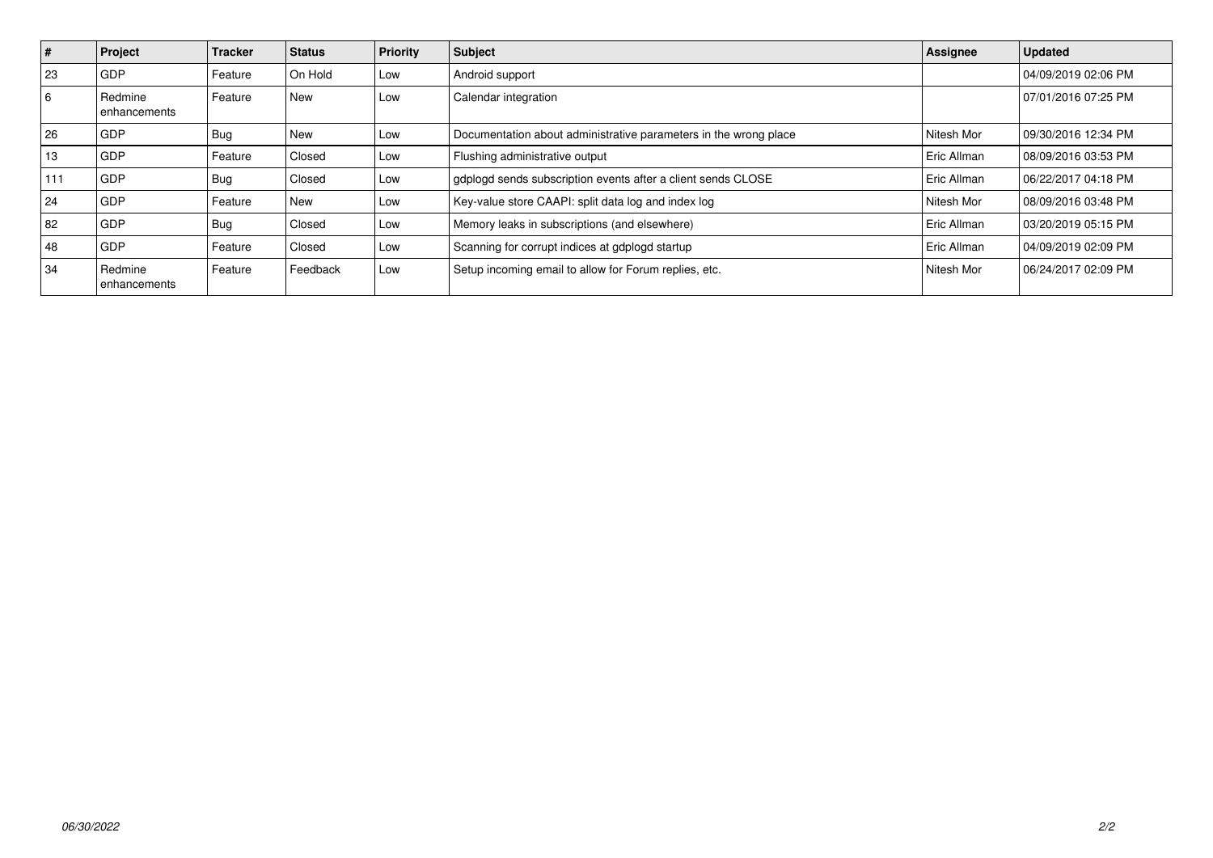| # | Project | Tracker | Status | Priority | Subject | Assignee | Updated |
|---|---|---|---|---|---|---|---|
| 23 | GDP | Feature | On Hold | Low | Android support | | 04/09/2019 02:06 PM |
| 6 | Redmine enhancements | Feature | New | Low | Calendar integration | | 07/01/2016 07:25 PM |
| 26 | GDP | Bug | New | Low | Documentation about administrative parameters in the wrong place | Nitesh Mor | 09/30/2016 12:34 PM |
| 13 | GDP | Feature | Closed | Low | Flushing administrative output | Eric Allman | 08/09/2016 03:53 PM |
| 111 | GDP | Bug | Closed | Low | gdplogd sends subscription events after a client sends CLOSE | Eric Allman | 06/22/2017 04:18 PM |
| 24 | GDP | Feature | New | Low | Key-value store CAAPI: split data log and index log | Nitesh Mor | 08/09/2016 03:48 PM |
| 82 | GDP | Bug | Closed | Low | Memory leaks in subscriptions (and elsewhere) | Eric Allman | 03/20/2019 05:15 PM |
| 48 | GDP | Feature | Closed | Low | Scanning for corrupt indices at gdplogd startup | Eric Allman | 04/09/2019 02:09 PM |
| 34 | Redmine enhancements | Feature | Feedback | Low | Setup incoming email to allow for Forum replies, etc. | Nitesh Mor | 06/24/2017 02:09 PM |